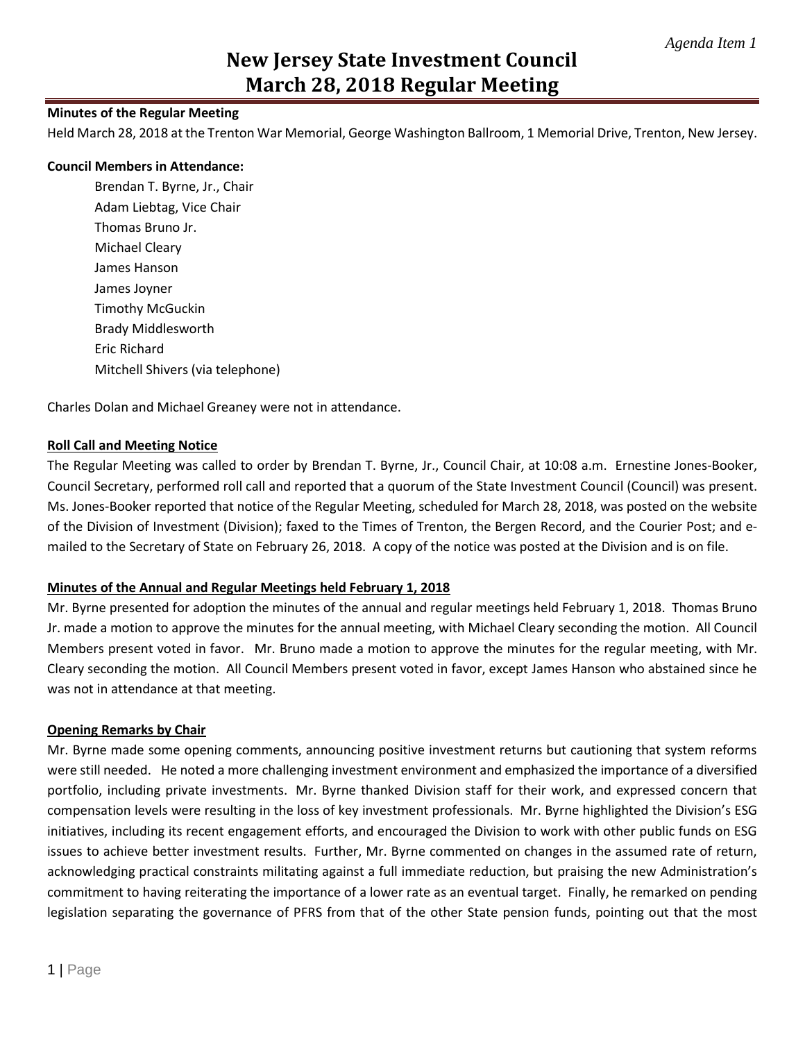*Agenda Item 1*

# New Jersey State Investment Council
# March 28, 2018 Regular Meeting

**Minutes of the Regular Meeting**

Held March 28, 2018 at the Trenton War Memorial, George Washington Ballroom, 1 Memorial Drive, Trenton, New Jersey.

**Council Members in Attendance:**

Brendan T. Byrne, Jr., Chair
Adam Liebtag, Vice Chair
Thomas Bruno Jr.
Michael Cleary
James Hanson
James Joyner
Timothy McGuckin
Brady Middlesworth
Eric Richard
Mitchell Shivers (via telephone)

Charles Dolan and Michael Greaney were not in attendance.

**Roll Call and Meeting Notice**

The Regular Meeting was called to order by Brendan T. Byrne, Jr., Council Chair, at 10:08 a.m. Ernestine Jones-Booker, Council Secretary, performed roll call and reported that a quorum of the State Investment Council (Council) was present. Ms. Jones-Booker reported that notice of the Regular Meeting, scheduled for March 28, 2018, was posted on the website of the Division of Investment (Division); faxed to the Times of Trenton, the Bergen Record, and the Courier Post; and e-mailed to the Secretary of State on February 26, 2018. A copy of the notice was posted at the Division and is on file.

**Minutes of the Annual and Regular Meetings held February 1, 2018**

Mr. Byrne presented for adoption the minutes of the annual and regular meetings held February 1, 2018. Thomas Bruno Jr. made a motion to approve the minutes for the annual meeting, with Michael Cleary seconding the motion. All Council Members present voted in favor. Mr. Bruno made a motion to approve the minutes for the regular meeting, with Mr. Cleary seconding the motion. All Council Members present voted in favor, except James Hanson who abstained since he was not in attendance at that meeting.

**Opening Remarks by Chair**

Mr. Byrne made some opening comments, announcing positive investment returns but cautioning that system reforms were still needed. He noted a more challenging investment environment and emphasized the importance of a diversified portfolio, including private investments. Mr. Byrne thanked Division staff for their work, and expressed concern that compensation levels were resulting in the loss of key investment professionals. Mr. Byrne highlighted the Division's ESG initiatives, including its recent engagement efforts, and encouraged the Division to work with other public funds on ESG issues to achieve better investment results. Further, Mr. Byrne commented on changes in the assumed rate of return, acknowledging practical constraints militating against a full immediate reduction, but praising the new Administration's commitment to having reiterating the importance of a lower rate as an eventual target. Finally, he remarked on pending legislation separating the governance of PFRS from that of the other State pension funds, pointing out that the most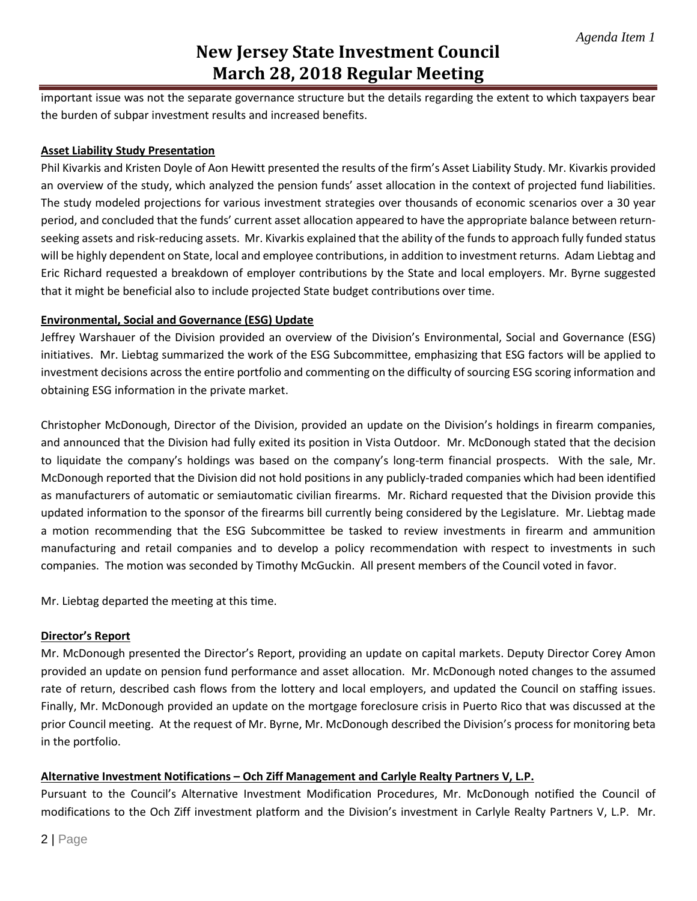important issue was not the separate governance structure but the details regarding the extent to which taxpayers bear the burden of subpar investment results and increased benefits.

**Asset Liability Study Presentation**

Phil Kivarkis and Kristen Doyle of Aon Hewitt presented the results of the firm's Asset Liability Study. Mr. Kivarkis provided an overview of the study, which analyzed the pension funds' asset allocation in the context of projected fund liabilities. The study modeled projections for various investment strategies over thousands of economic scenarios over a 30 year period, and concluded that the funds' current asset allocation appeared to have the appropriate balance between return-seeking assets and risk-reducing assets. Mr. Kivarkis explained that the ability of the funds to approach fully funded status will be highly dependent on State, local and employee contributions, in addition to investment returns. Adam Liebtag and Eric Richard requested a breakdown of employer contributions by the State and local employers. Mr. Byrne suggested that it might be beneficial also to include projected State budget contributions over time.

**Environmental, Social and Governance (ESG) Update**

Jeffrey Warshauer of the Division provided an overview of the Division's Environmental, Social and Governance (ESG) initiatives. Mr. Liebtag summarized the work of the ESG Subcommittee, emphasizing that ESG factors will be applied to investment decisions across the entire portfolio and commenting on the difficulty of sourcing ESG scoring information and obtaining ESG information in the private market.

Christopher McDonough, Director of the Division, provided an update on the Division's holdings in firearm companies, and announced that the Division had fully exited its position in Vista Outdoor. Mr. McDonough stated that the decision to liquidate the company's holdings was based on the company's long-term financial prospects. With the sale, Mr. McDonough reported that the Division did not hold positions in any publicly-traded companies which had been identified as manufacturers of automatic or semiautomatic civilian firearms. Mr. Richard requested that the Division provide this updated information to the sponsor of the firearms bill currently being considered by the Legislature. Mr. Liebtag made a motion recommending that the ESG Subcommittee be tasked to review investments in firearm and ammunition manufacturing and retail companies and to develop a policy recommendation with respect to investments in such companies. The motion was seconded by Timothy McGuckin. All present members of the Council voted in favor.

Mr. Liebtag departed the meeting at this time.

**Director's Report**

Mr. McDonough presented the Director's Report, providing an update on capital markets. Deputy Director Corey Amon provided an update on pension fund performance and asset allocation. Mr. McDonough noted changes to the assumed rate of return, described cash flows from the lottery and local employers, and updated the Council on staffing issues. Finally, Mr. McDonough provided an update on the mortgage foreclosure crisis in Puerto Rico that was discussed at the prior Council meeting. At the request of Mr. Byrne, Mr. McDonough described the Division's process for monitoring beta in the portfolio.

**Alternative Investment Notifications – Och Ziff Management and Carlyle Realty Partners V, L.P.**

Pursuant to the Council's Alternative Investment Modification Procedures, Mr. McDonough notified the Council of modifications to the Och Ziff investment platform and the Division's investment in Carlyle Realty Partners V, L.P. Mr.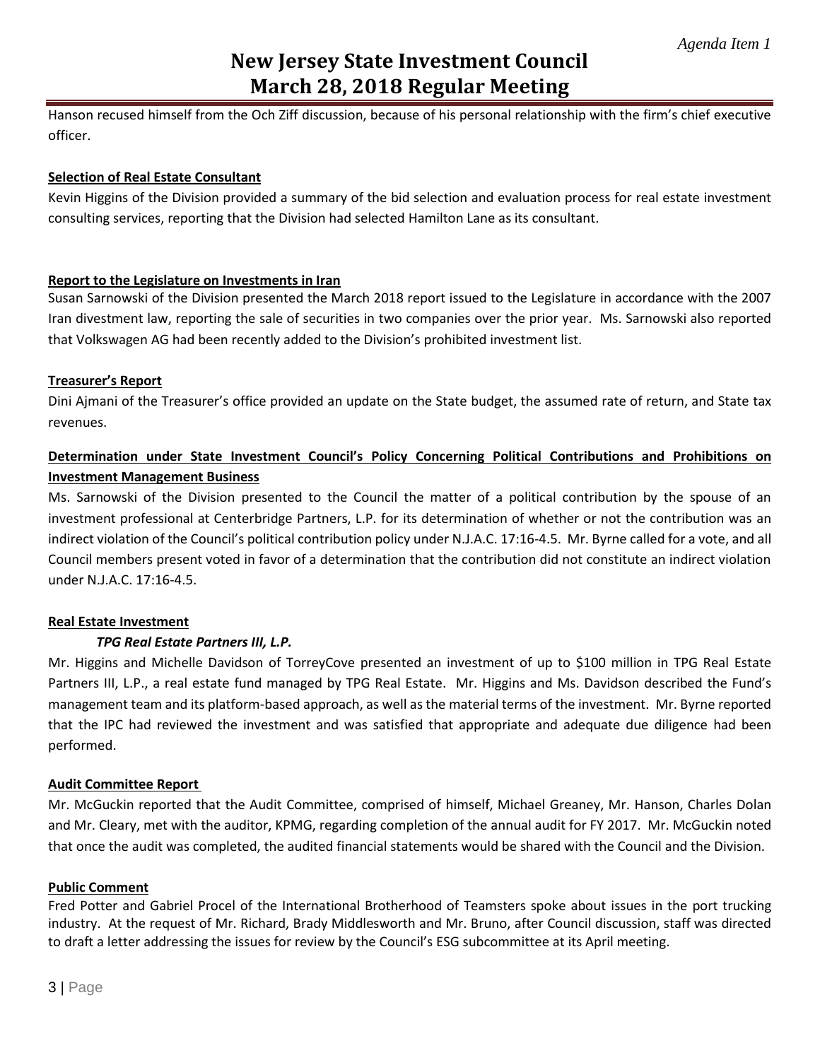Hanson recused himself from the Och Ziff discussion, because of his personal relationship with the firm's chief executive officer.

**Selection of Real Estate Consultant**

Kevin Higgins of the Division provided a summary of the bid selection and evaluation process for real estate investment consulting services, reporting that the Division had selected Hamilton Lane as its consultant.

**Report to the Legislature on Investments in Iran**

Susan Sarnowski of the Division presented the March 2018 report issued to the Legislature in accordance with the 2007 Iran divestment law, reporting the sale of securities in two companies over the prior year. Ms. Sarnowski also reported that Volkswagen AG had been recently added to the Division's prohibited investment list.

**Treasurer's Report**

Dini Ajmani of the Treasurer's office provided an update on the State budget, the assumed rate of return, and State tax revenues.

**Determination under State Investment Council's Policy Concerning Political Contributions and Prohibitions on Investment Management Business**

Ms. Sarnowski of the Division presented to the Council the matter of a political contribution by the spouse of an investment professional at Centerbridge Partners, L.P. for its determination of whether or not the contribution was an indirect violation of the Council's political contribution policy under N.J.A.C. 17:16-4.5. Mr. Byrne called for a vote, and all Council members present voted in favor of a determination that the contribution did not constitute an indirect violation under N.J.A.C. 17:16-4.5.

**Real Estate Investment**

***TPG Real Estate Partners III, L.P.***

Mr. Higgins and Michelle Davidson of TorreyCove presented an investment of up to $100 million in TPG Real Estate Partners III, L.P., a real estate fund managed by TPG Real Estate. Mr. Higgins and Ms. Davidson described the Fund's management team and its platform-based approach, as well as the material terms of the investment. Mr. Byrne reported that the IPC had reviewed the investment and was satisfied that appropriate and adequate due diligence had been performed.

**Audit Committee Report**

Mr. McGuckin reported that the Audit Committee, comprised of himself, Michael Greaney, Mr. Hanson, Charles Dolan and Mr. Cleary, met with the auditor, KPMG, regarding completion of the annual audit for FY 2017. Mr. McGuckin noted that once the audit was completed, the audited financial statements would be shared with the Council and the Division.

**Public Comment**

Fred Potter and Gabriel Procel of the International Brotherhood of Teamsters spoke about issues in the port trucking industry. At the request of Mr. Richard, Brady Middlesworth and Mr. Bruno, after Council discussion, staff was directed to draft a letter addressing the issues for review by the Council's ESG subcommittee at its April meeting.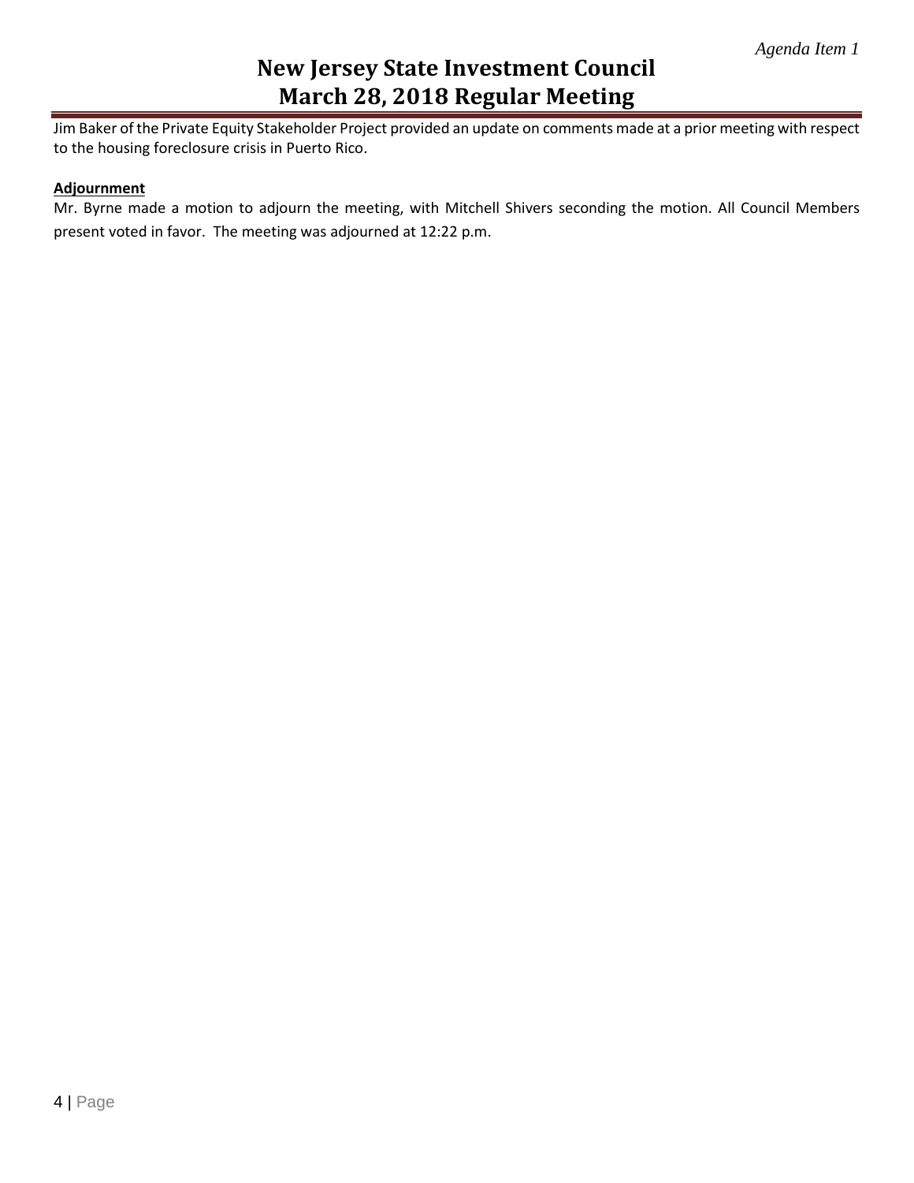Jim Baker of the Private Equity Stakeholder Project provided an update on comments made at a prior meeting with respect to the housing foreclosure crisis in Puerto Rico.

**Adjournment**

Mr. Byrne made a motion to adjourn the meeting, with Mitchell Shivers seconding the motion. All Council Members present voted in favor. The meeting was adjourned at 12:22 p.m.